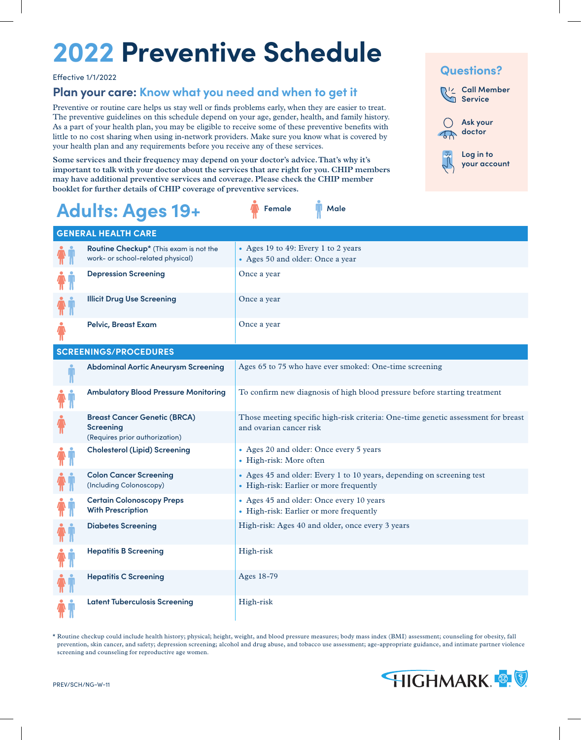# 2022 Preventive Schedule

Effective 1/1/2022

## Plan your care: Know what you need and when to get it

Preventive or routine care helps us stay well or finds problems early, when they are easier to treat. The preventive guidelines on this schedule depend on your age, gender, health, and family history. As a part of your health plan, you may be eligible to receive some of these preventive benefits with little to no cost sharing when using in-network providers. Make sure you know what is covered by your health plan and any requirements before you receive any of these services.

**Some services and their frequency may depend on your doctor's advice. That's why it's important to talk with your doctor about the services that are right for you. CHIP members may have additional preventive services and coverage. Please check the CHIP member booklet for further details of CHIP coverage of preventive services.**

### Questions?

- Call Member Service
- Ask your doctor
- Log in to your account

## Adults: Ages 19+

Female | Male

| Gender | Service | Schedule |
|---|---|---|
| **GENERAL HEALTH CARE** | | |
| Female, Male | **Routine Checkup*** (This exam is not the work- or school-related physical) | • Ages 19 to 49: Every 1 to 2 years<br>• Ages 50 and older: Once a year |
| Female, Male | **Depression Screening** | Once a year |
| Female, Male | **Illicit Drug Use Screening** | Once a year |
| Female | **Pelvic, Breast Exam** | Once a year |
| **SCREENINGS/PROCEDURES** | | |
| Male | **Abdominal Aortic Aneurysm Screening** | Ages 65 to 75 who have ever smoked: One-time screening |
| Female, Male | **Ambulatory Blood Pressure Monitoring** | To confirm new diagnosis of high blood pressure before starting treatment |
| Female | **Breast Cancer Genetic (BRCA) Screening** (Requires prior authorization) | Those meeting specific high-risk criteria: One-time genetic assessment for breast and ovarian cancer risk |
| Female, Male | **Cholesterol (Lipid) Screening** | • Ages 20 and older: Once every 5 years<br>• High-risk: More often |
| Female, Male | **Colon Cancer Screening** (Including Colonoscopy) | • Ages 45 and older: Every 1 to 10 years, depending on screening test<br>• High-risk: Earlier or more frequently |
| Female, Male | **Certain Colonoscopy Preps With Prescription** | • Ages 45 and older: Once every 10 years<br>• High-risk: Earlier or more frequently |
| Female, Male | **Diabetes Screening** | High-risk: Ages 40 and older, once every 3 years |
| Female, Male | **Hepatitis B Screening** | High-risk |
| Female, Male | **Hepatitis C Screening** | Ages 18-79 |
| Female, Male | **Latent Tuberculosis Screening** | High-risk |

* Routine checkup could include health history; physical; height, weight, and blood pressure measures; body mass index (BMI) assessment; counseling for obesity, fall prevention, skin cancer, and safety; depression screening; alcohol and drug abuse, and tobacco use assessment; age-appropriate guidance, and intimate partner violence screening and counseling for reproductive age women.

PREV/SCH/NG-W-11

HIGHMARK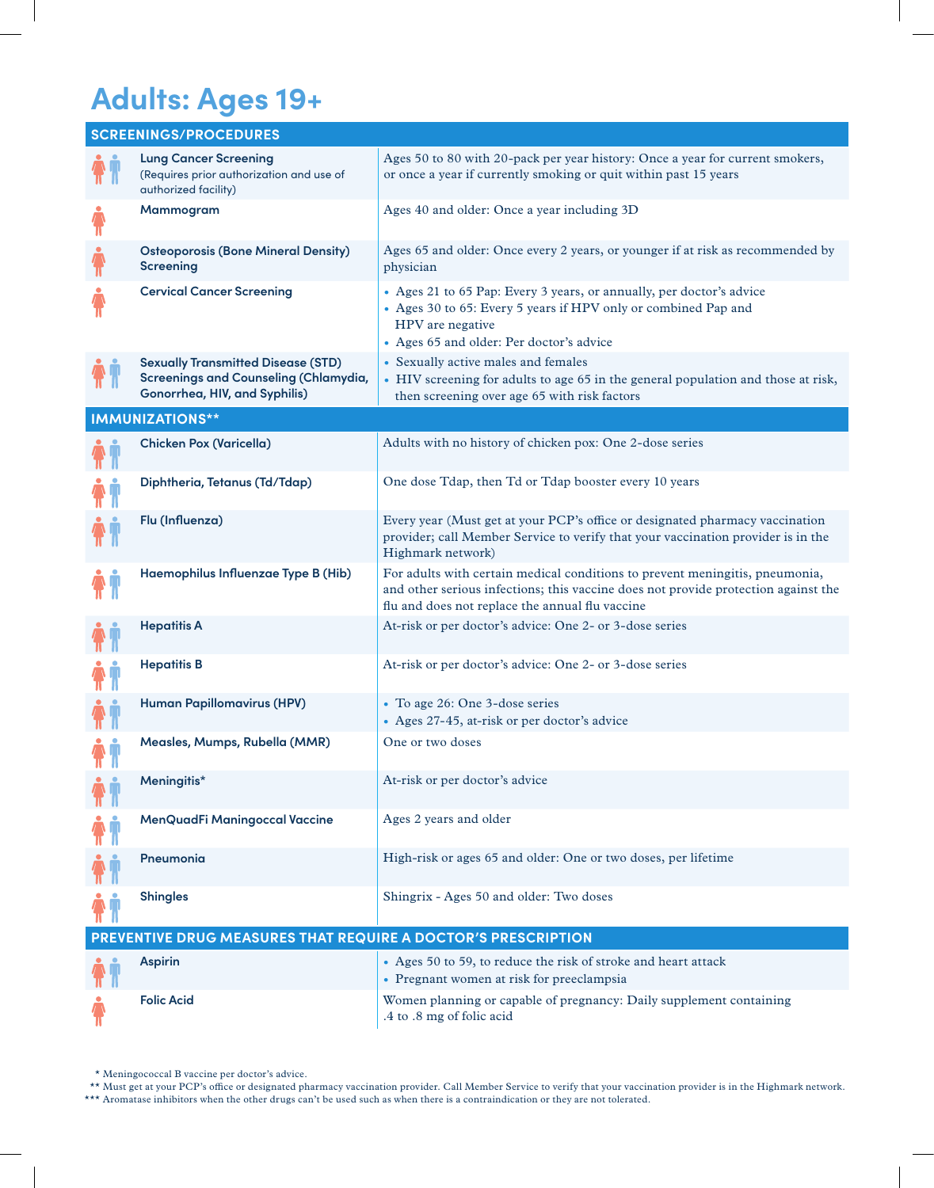# Adults: Ages 19+

| SCREENINGS/PROCEDURES | |
|---|---|
| **Lung Cancer Screening** (Requires prior authorization and use of authorized facility) | Ages 50 to 80 with 20-pack per year history: Once a year for current smokers, or once a year if currently smoking or quit within past 15 years |
| **Mammogram** | Ages 40 and older: Once a year including 3D |
| **Osteoporosis (Bone Mineral Density) Screening** | Ages 65 and older: Once every 2 years, or younger if at risk as recommended by physician |
| **Cervical Cancer Screening** | • Ages 21 to 65 Pap: Every 3 years, or annually, per doctor's advice<br>• Ages 30 to 65: Every 5 years if HPV only or combined Pap and HPV are negative<br>• Ages 65 and older: Per doctor's advice |
| **Sexually Transmitted Disease (STD) Screenings and Counseling (Chlamydia, Gonorrhea, HIV, and Syphilis)** | • Sexually active males and females<br>• HIV screening for adults to age 65 in the general population and those at risk, then screening over age 65 with risk factors |

| IMMUNIZATIONS** | |
|---|---|
| **Chicken Pox (Varicella)** | Adults with no history of chicken pox: One 2-dose series |
| **Diphtheria, Tetanus (Td/Tdap)** | One dose Tdap, then Td or Tdap booster every 10 years |
| **Flu (Influenza)** | Every year (Must get at your PCP's office or designated pharmacy vaccination provider; call Member Service to verify that your vaccination provider is in the Highmark network) |
| **Haemophilus Influenzae Type B (Hib)** | For adults with certain medical conditions to prevent meningitis, pneumonia, and other serious infections; this vaccine does not provide protection against the flu and does not replace the annual flu vaccine |
| **Hepatitis A** | At-risk or per doctor's advice: One 2- or 3-dose series |
| **Hepatitis B** | At-risk or per doctor's advice: One 2- or 3-dose series |
| **Human Papillomavirus (HPV)** | • To age 26: One 3-dose series<br>• Ages 27-45, at-risk or per doctor's advice |
| **Measles, Mumps, Rubella (MMR)** | One or two doses |
| **Meningitis*** | At-risk or per doctor's advice |
| **MenQuadFi Maningoccal Vaccine** | Ages 2 years and older |
| **Pneumonia** | High-risk or ages 65 and older: One or two doses, per lifetime |
| **Shingles** | Shingrix - Ages 50 and older: Two doses |

| PREVENTIVE DRUG MEASURES THAT REQUIRE A DOCTOR'S PRESCRIPTION | |
|---|---|
| **Aspirin** | • Ages 50 to 59, to reduce the risk of stroke and heart attack<br>• Pregnant women at risk for preeclampsia |
| **Folic Acid** | Women planning or capable of pregnancy: Daily supplement containing .4 to .8 mg of folic acid |

\* Meningococcal B vaccine per doctor's advice.

** Must get at your PCP's office or designated pharmacy vaccination provider. Call Member Service to verify that your vaccination provider is in the Highmark network.

*** Aromatase inhibitors when the other drugs can't be used such as when there is a contraindication or they are not tolerated.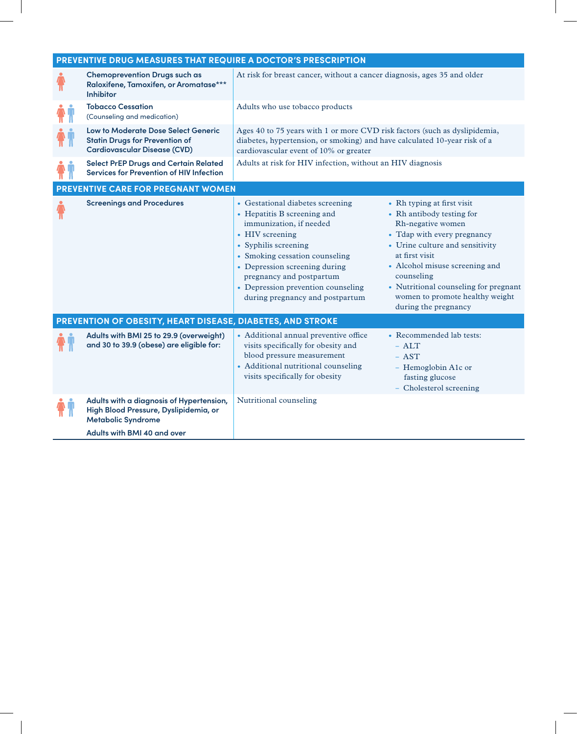## PREVENTIVE DRUG MEASURES THAT REQUIRE A DOCTOR'S PRESCRIPTION

| Service | Who is covered |
|---|---|
| **Chemoprevention Drugs such as Raloxifene, Tamoxifen, or Aromatase*** Inhibitor** | At risk for breast cancer, without a cancer diagnosis, ages 35 and older |
| **Tobacco Cessation** (Counseling and medication) | Adults who use tobacco products |
| **Low to Moderate Dose Select Generic Statin Drugs for Prevention of Cardiovascular Disease (CVD)** | Ages 40 to 75 years with 1 or more CVD risk factors (such as dyslipidemia, diabetes, hypertension, or smoking) and have calculated 10-year risk of a cardiovascular event of 10% or greater |
| **Select PrEP Drugs and Certain Related Services for Prevention of HIV Infection** | Adults at risk for HIV infection, without an HIV diagnosis |

## PREVENTIVE CARE FOR PREGNANT WOMEN

**Screenings and Procedures**

- Gestational diabetes screening
- Hepatitis B screening and immunization, if needed
- HIV screening
- Syphilis screening
- Smoking cessation counseling
- Depression screening during pregnancy and postpartum
- Depression prevention counseling during pregnancy and postpartum
- Rh typing at first visit
- Rh antibody testing for Rh-negative women
- Tdap with every pregnancy
- Urine culture and sensitivity at first visit
- Alcohol misuse screening and counseling
- Nutritional counseling for pregnant women to promote healthy weight during the pregnancy

## PREVENTION OF OBESITY, HEART DISEASE, DIABETES, AND STROKE

**Adults with BMI 25 to 29.9 (overweight) and 30 to 39.9 (obese) are eligible for:**

- Additional annual preventive office visits specifically for obesity and blood pressure measurement
- Additional nutritional counseling visits specifically for obesity
- Recommended lab tests:
  - ALT
  - AST
  - Hemoglobin A1c or fasting glucose
  - Cholesterol screening

**Adults with a diagnosis of Hypertension, High Blood Pressure, Dyslipidemia, or Metabolic Syndrome**

**Adults with BMI 40 and over**

Nutritional counseling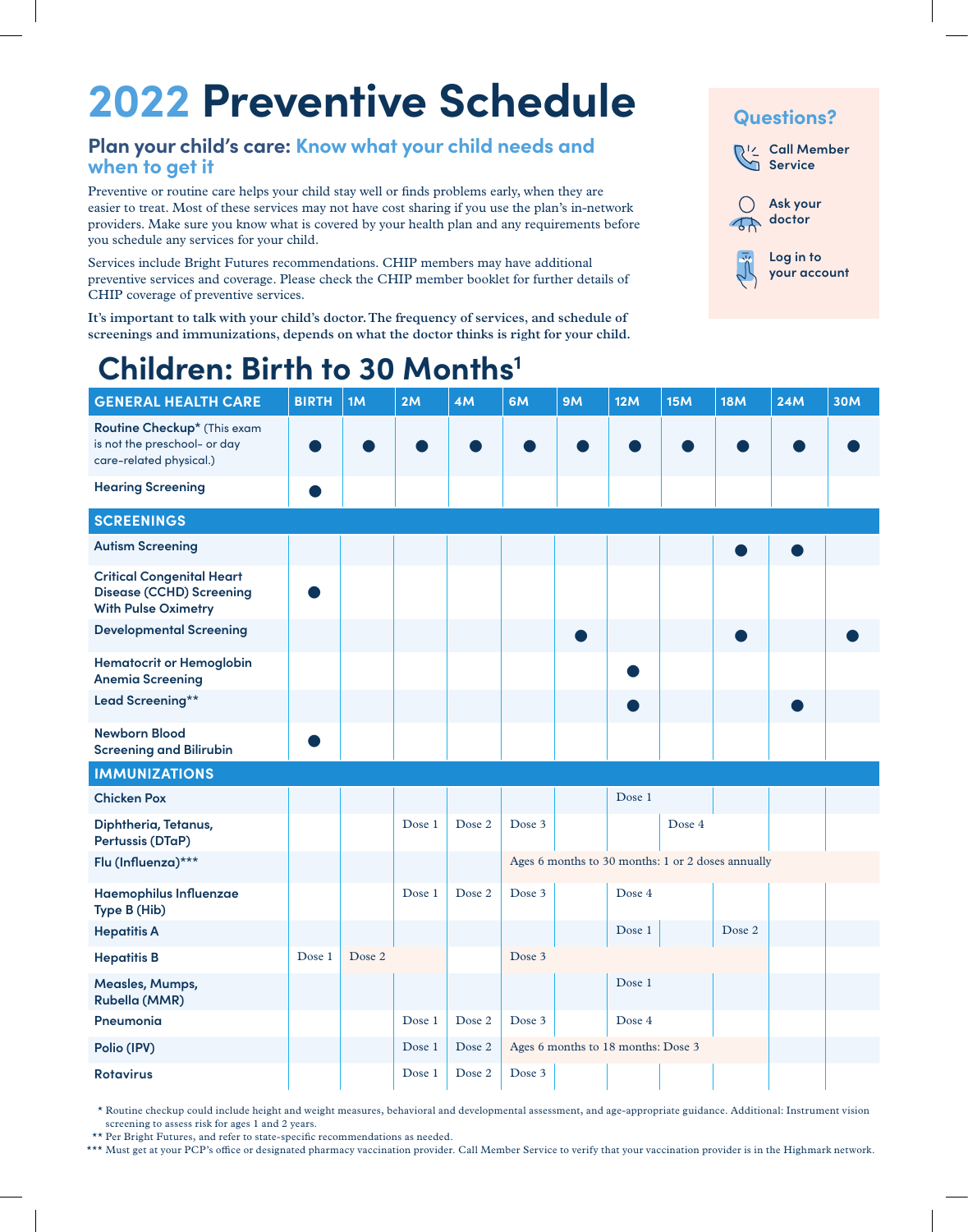# 2022 Preventive Schedule

## Plan your child's care: Know what your child needs and when to get it

Preventive or routine care helps your child stay well or finds problems early, when they are easier to treat. Most of these services may not have cost sharing if you use the plan's in-network providers. Make sure you know what is covered by your health plan and any requirements before you schedule any services for your child.

Services include Bright Futures recommendations. CHIP members may have additional preventive services and coverage. Please check the CHIP member booklet for further details of CHIP coverage of preventive services.

**It's important to talk with your child's doctor. The frequency of services, and schedule of screenings and immunizations, depends on what the doctor thinks is right for your child.**

### Questions?

- Call Member Service
- Ask your doctor
- Log in to your account

## Children: Birth to 30 Months[1]

| GENERAL HEALTH CARE | BIRTH | 1M | 2M | 4M | 6M | 9M | 12M | 15M | 18M | 24M | 30M |
|---|---|---|---|---|---|---|---|---|---|---|---|
| **Routine Checkup*** (This exam is not the preschool- or day care-related physical.) | ● | ● | ● | ● | ● | ● | ● | ● | ● | ● | ● |
| **Hearing Screening** | ● | | | | | | | | | | |
| **SCREENINGS** | | | | | | | | | | | |
| **Autism Screening** | | | | | | | | | ● | ● | |
| **Critical Congenital Heart Disease (CCHD) Screening With Pulse Oximetry** | ● | | | | | | | | | | |
| **Developmental Screening** | | | | | | ● | | | ● | | ● |
| **Hematocrit or Hemoglobin Anemia Screening** | | | | | | | ● | | | | |
| **Lead Screening**** | | | | | | | ● | | | ● | |
| **Newborn Blood Screening and Bilirubin** | ● | | | | | | | | | | |
| **IMMUNIZATIONS** | | | | | | | | | | | |
| **Chicken Pox** | | | | | | | Dose 1 | | | | |
| **Diphtheria, Tetanus, Pertussis (DTaP)** | | | Dose 1 | Dose 2 | Dose 3 | | | Dose 4 | | | |
| **Flu (Influenza)***** | | | | | Ages 6 months to 30 months: 1 or 2 doses annually | | | | | | |
| **Haemophilus Influenzae Type B (Hib)** | | | Dose 1 | Dose 2 | Dose 3 | | Dose 4 | | | | |
| **Hepatitis A** | | | | | | | Dose 1 | | Dose 2 | | |
| **Hepatitis B** | Dose 1 | Dose 2 | | | Dose 3 | | | | | | |
| **Measles, Mumps, Rubella (MMR)** | | | | | | | Dose 1 | | | | |
| **Pneumonia** | | | Dose 1 | Dose 2 | Dose 3 | | Dose 4 | | | | |
| **Polio (IPV)** | | | Dose 1 | Dose 2 | Ages 6 months to 18 months: Dose 3 | | | | | | |
| **Rotavirus** | | | Dose 1 | Dose 2 | Dose 3 | | | | | | |

\* Routine checkup could include height and weight measures, behavioral and developmental assessment, and age-appropriate guidance. Additional: Instrument vision screening to assess risk for ages 1 and 2 years.

** Per Bright Futures, and refer to state-specific recommendations as needed.

*** Must get at your PCP's office or designated pharmacy vaccination provider. Call Member Service to verify that your vaccination provider is in the Highmark network.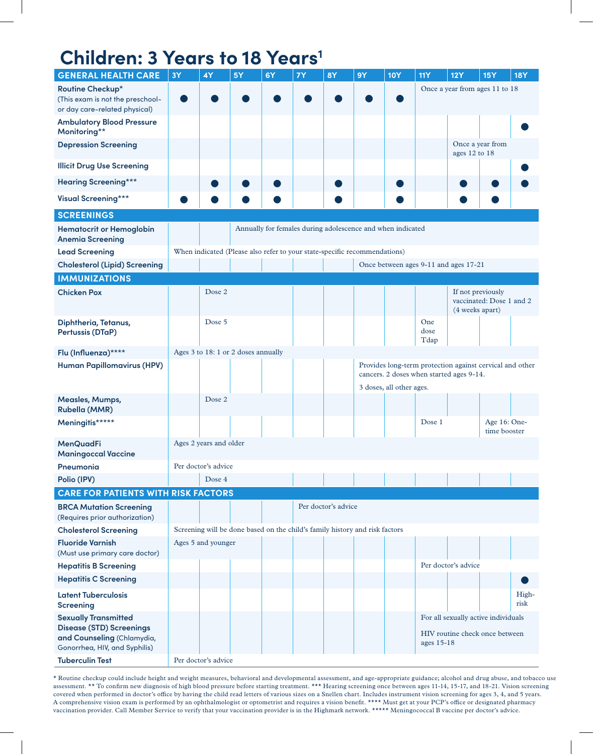# Children: 3 Years to 18 Years[1]

| GENERAL HEALTH CARE | 3Y | 4Y | 5Y | 6Y | 7Y | 8Y | 9Y | 10Y | 11Y | 12Y | 15Y | 18Y |
|---|---|---|---|---|---|---|---|---|---|---|---|---|
| **Routine Checkup*** (This exam is not the preschool- or day care-related physical) | ● | ● | ● | ● | ● | ● | ● | ● | Once a year from ages 11 to 18 | | | |
| **Ambulatory Blood Pressure Monitoring**** | | | | | | | | | | | | ● |
| **Depression Screening** | | | | | | | | | | Once a year from ages 12 to 18 | | |
| **Illicit Drug Use Screening** | | | | | | | | | | | | ● |
| **Hearing Screening***** | | ● | ● | ● | | ● | | ● | | ● | ● | ● |
| **Visual Screening***** | ● | ● | ● | ● | | ● | | ● | | ● | ● | |
| **SCREENINGS** | | | | | | | | | | | | |
| **Hematocrit or Hemoglobin Anemia Screening** | | | Annually for females during adolescence and when indicated | | | | | | | | | |
| **Lead Screening** | When indicated (Please also refer to your state-specific recommendations) | | | | | | | | | | | |
| **Cholesterol (Lipid) Screening** | | | | | | | Once between ages 9-11 and ages 17-21 | | | | | |
| **IMMUNIZATIONS** | | | | | | | | | | | | |
| **Chicken Pox** | | Dose 2 | | | | | | | | If not previously vaccinated: Dose 1 and 2 (4 weeks apart) | | |
| **Diphtheria, Tetanus, Pertussis (DTaP)** | | Dose 5 | | | | | | | One dose Tdap | | | |
| **Flu (Influenza)******** | Ages 3 to 18: 1 or 2 doses annually | | | | | | | | | | | |
| **Human Papillomavirus (HPV)** | | | | | | | Provides long-term protection against cervical and other cancers. 2 doses when started ages 9-14. 3 doses, all other ages. | | | | | |
| **Measles, Mumps, Rubella (MMR)** | | Dose 2 | | | | | | | | | | |
| **Meningitis********* | | | | | | | | | Dose 1 | | Age 16: One-time booster | |
| **MenQuadFi Maningoccal Vaccine** | Ages 2 years and older | | | | | | | | | | | |
| **Pneumonia** | Per doctor's advice | | | | | | | | | | | |
| **Polio (IPV)** | | Dose 4 | | | | | | | | | | |
| **CARE FOR PATIENTS WITH RISK FACTORS** | | | | | | | | | | | | |
| **BRCA Mutation Screening** (Requires prior authorization) | | | | | Per doctor's advice | | | | | | | |
| **Cholesterol Screening** | Screening will be done based on the child's family history and risk factors | | | | | | | | | | | |
| **Fluoride Varnish** (Must use primary care doctor) | Ages 5 and younger | | | | | | | | | | | |
| **Hepatitis B Screening** | | | | | | | | | Per doctor's advice | | | |
| **Hepatitis C Screening** | | | | | | | | | | | | ● |
| **Latent Tuberculosis Screening** | | | | | | | | | | | | High-risk |
| **Sexually Transmitted Disease (STD) Screenings and Counseling** (Chlamydia, Gonorrhea, HIV, and Syphilis) | | | | | | | | | For all sexually active individuals<br>HIV routine check once between ages 15-18 | | | |
| **Tuberculin Test** | Per doctor's advice | | | | | | | | | | | |

* Routine checkup could include height and weight measures, behavioral and developmental assessment, and age-appropriate guidance; alcohol and drug abuse, and tobacco use assessment. ** To confirm new diagnosis of high blood pressure before starting treatment. *** Hearing screening once between ages 11-14, 15-17, and 18-21. Vision screening covered when performed in doctor's office by having the child read letters of various sizes on a Snellen chart. Includes instrument vision screening for ages 3, 4, and 5 years. A comprehensive vision exam is performed by an ophthalmologist or optometrist and requires a vision benefit. **** Must get at your PCP's office or designated pharmacy vaccination provider. Call Member Service to verify that your vaccination provider is in the Highmark network. ***** Meningococcal B vaccine per doctor's advice.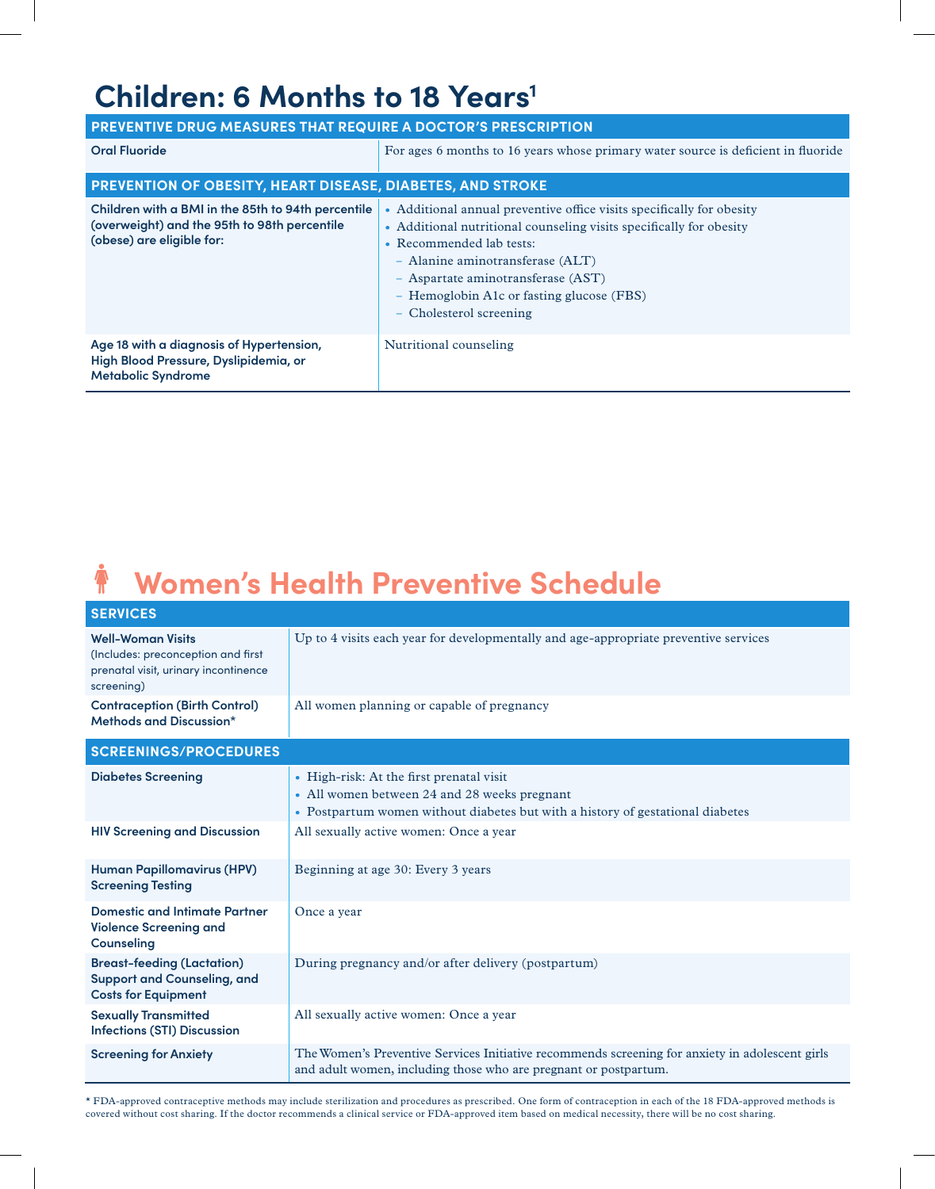# Children: 6 Months to 18 Years[1]

| PREVENTIVE DRUG MEASURES THAT REQUIRE A DOCTOR'S PRESCRIPTION | |
|---|---|
| **Oral Fluoride** | For ages 6 months to 16 years whose primary water source is deficient in fluoride |
| **PREVENTION OF OBESITY, HEART DISEASE, DIABETES, AND STROKE** | |
| **Children with a BMI in the 85th to 94th percentile (overweight) and the 95th to 98th percentile (obese) are eligible for:** | • Additional annual preventive office visits specifically for obesity<br>• Additional nutritional counseling visits specifically for obesity<br>• Recommended lab tests:<br>– Alanine aminotransferase (ALT)<br>– Aspartate aminotransferase (AST)<br>– Hemoglobin A1c or fasting glucose (FBS)<br>– Cholesterol screening |
| **Age 18 with a diagnosis of Hypertension, High Blood Pressure, Dyslipidemia, or Metabolic Syndrome** | Nutritional counseling |

# Women's Health Preventive Schedule

| SERVICES | |
|---|---|
| **Well-Woman Visits** (Includes: preconception and first prenatal visit, urinary incontinence screening) | Up to 4 visits each year for developmentally and age-appropriate preventive services |
| **Contraception (Birth Control) Methods and Discussion*** | All women planning or capable of pregnancy |
| **SCREENINGS/PROCEDURES** | |
| **Diabetes Screening** | • High-risk: At the first prenatal visit<br>• All women between 24 and 28 weeks pregnant<br>• Postpartum women without diabetes but with a history of gestational diabetes |
| **HIV Screening and Discussion** | All sexually active women: Once a year |
| **Human Papillomavirus (HPV) Screening Testing** | Beginning at age 30: Every 3 years |
| **Domestic and Intimate Partner Violence Screening and Counseling** | Once a year |
| **Breast-feeding (Lactation) Support and Counseling, and Costs for Equipment** | During pregnancy and/or after delivery (postpartum) |
| **Sexually Transmitted Infections (STI) Discussion** | All sexually active women: Once a year |
| **Screening for Anxiety** | The Women's Preventive Services Initiative recommends screening for anxiety in adolescent girls and adult women, including those who are pregnant or postpartum. |

* FDA-approved contraceptive methods may include sterilization and procedures as prescribed. One form of contraception in each of the 18 FDA-approved methods is covered without cost sharing. If the doctor recommends a clinical service or FDA-approved item based on medical necessity, there will be no cost sharing.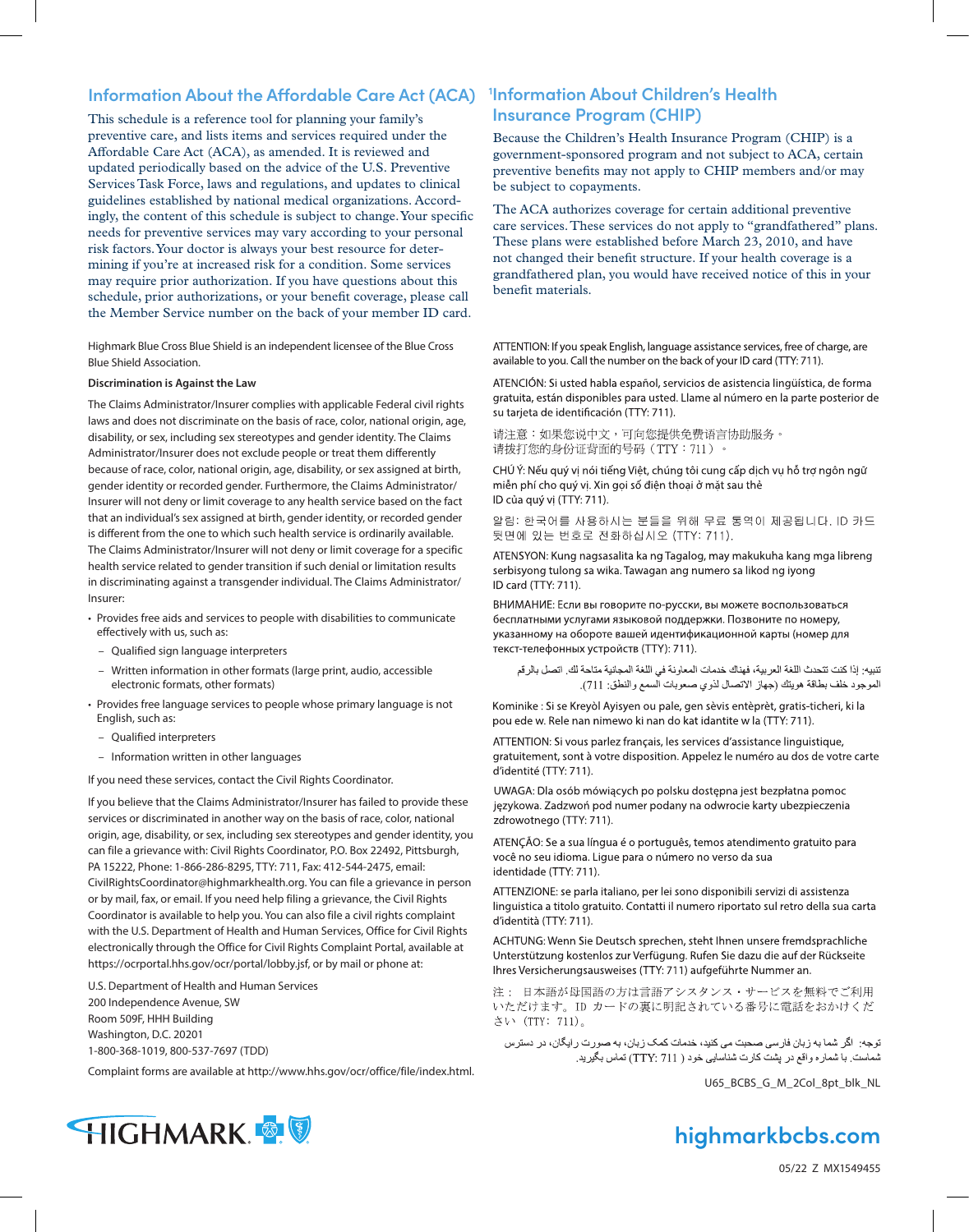## Information About the Affordable Care Act (ACA)

This schedule is a reference tool for planning your family's preventive care, and lists items and services required under the Affordable Care Act (ACA), as amended. It is reviewed and updated periodically based on the advice of the U.S. Preventive Services Task Force, laws and regulations, and updates to clinical guidelines established by national medical organizations. Accordingly, the content of this schedule is subject to change. Your specific needs for preventive services may vary according to your personal risk factors. Your doctor is always your best resource for determining if you're at increased risk for a condition. Some services may require prior authorization. If you have questions about this schedule, prior authorizations, or your benefit coverage, please call the Member Service number on the back of your member ID card.

## [1]Information About Children's Health Insurance Program (CHIP)

Because the Children's Health Insurance Program (CHIP) is a government-sponsored program and not subject to ACA, certain preventive benefits may not apply to CHIP members and/or may be subject to copayments.

The ACA authorizes coverage for certain additional preventive care services. These services do not apply to "grandfathered" plans. These plans were established before March 23, 2010, and have not changed their benefit structure. If your health coverage is a grandfathered plan, you would have received notice of this in your benefit materials.

Highmark Blue Cross Blue Shield is an independent licensee of the Blue Cross Blue Shield Association.

**Discrimination is Against the Law**

The Claims Administrator/Insurer complies with applicable Federal civil rights laws and does not discriminate on the basis of race, color, national origin, age, disability, or sex, including sex stereotypes and gender identity. The Claims Administrator/Insurer does not exclude people or treat them differently because of race, color, national origin, age, disability, or sex assigned at birth, gender identity or recorded gender. Furthermore, the Claims Administrator/Insurer will not deny or limit coverage to any health service based on the fact that an individual's sex assigned at birth, gender identity, or recorded gender is different from the one to which such health service is ordinarily available. The Claims Administrator/Insurer will not deny or limit coverage for a specific health service related to gender transition if such denial or limitation results in discriminating against a transgender individual. The Claims Administrator/Insurer:

- Provides free aids and services to people with disabilities to communicate effectively with us, such as:
  - Qualified sign language interpreters
  - Written information in other formats (large print, audio, accessible electronic formats, other formats)
- Provides free language services to people whose primary language is not English, such as:
  - Qualified interpreters
  - Information written in other languages

If you need these services, contact the Civil Rights Coordinator.

If you believe that the Claims Administrator/Insurer has failed to provide these services or discriminated in another way on the basis of race, color, national origin, age, disability, or sex, including sex stereotypes and gender identity, you can file a grievance with: Civil Rights Coordinator, P.O. Box 22492, Pittsburgh, PA 15222, Phone: 1-866-286-8295, TTY: 711, Fax: 412-544-2475, email: CivilRightsCoordinator@highmarkhealth.org. You can file a grievance in person or by mail, fax, or email. If you need help filing a grievance, the Civil Rights Coordinator is available to help you. You can also file a civil rights complaint with the U.S. Department of Health and Human Services, Office for Civil Rights electronically through the Office for Civil Rights Complaint Portal, available at https://ocrportal.hhs.gov/ocr/portal/lobby.jsf, or by mail or phone at:

U.S. Department of Health and Human Services
200 Independence Avenue, SW
Room 509F, HHH Building
Washington, D.C. 20201
1-800-368-1019, 800-537-7697 (TDD)

Complaint forms are available at http://www.hhs.gov/ocr/office/file/index.html.

ATTENTION: If you speak English, language assistance services, free of charge, are available to you. Call the number on the back of your ID card (TTY: 711).

ATENCIÓN: Si usted habla español, servicios de asistencia lingüística, de forma gratuita, están disponibles para usted. Llame al número en la parte posterior de su tarjeta de identificación (TTY: 711).

请注意：如果您说中文，可向您提供免费语言协助服务。
请拨打您的身份证背面的号码（TTY：711）。

CHÚ Ý: Nếu quý vị nói tiếng Việt, chúng tôi cung cấp dịch vụ hỗ trợ ngôn ngữ miễn phí cho quý vị. Xin gọi số điện thoại ở mặt sau thẻ ID của quý vị (TTY: 711).

알림: 한국어를 사용하시는 분들을 위해 무료 통역이 제공됩니다. ID 카드 뒷면에 있는 번호로 전화하십시오 (TTY: 711).

ATENSYON: Kung nagsasalita ka ng Tagalog, may makukuha kang mga libreng serbisyong tulong sa wika. Tawagan ang numero sa likod ng iyong ID card (TTY: 711).

ВНИМАНИЕ: Если вы говорите по-русски, вы можете воспользоваться бесплатными услугами языковой поддержки. Позвоните по номеру, указанному на обороте вашей идентификационной карты (номер для текст-телефонных устройств (TTY): 711).

تنبيه: إذا كنت تتحدث اللغة العربية، فهناك خدمات المعاونة في اللغة المجانية متاحة لك. اتصل بالرقم الموجود خلف بطاقة هويتك (جهاز الاتصال لذوي صعوبات السمع والنطق: 711).

Kominike : Si se Kreyòl Ayisyen ou pale, gen sèvis entèprèt, gratis-ticheri, ki la pou ede w. Rele nan nimewo ki nan do kat idantite w la (TTY: 711).

ATTENTION: Si vous parlez français, les services d'assistance linguistique, gratuitement, sont à votre disposition. Appelez le numéro au dos de votre carte d'identité (TTY: 711).

UWAGA: Dla osób mówiących po polsku dostępna jest bezpłatna pomoc językowa. Zadzwoń pod numer podany na odwrocie karty ubezpieczenia zdrowotnego (TTY: 711).

ATENÇÃO: Se a sua língua é o português, temos atendimento gratuito para você no seu idioma. Ligue para o número no verso da sua identidade (TTY: 711).

ATTENZIONE: se parla italiano, per lei sono disponibili servizi di assistenza linguistica a titolo gratuito. Contatti il numero riportato sul retro della sua carta d'identità (TTY: 711).

ACHTUNG: Wenn Sie Deutsch sprechen, steht Ihnen unsere fremdsprachliche Unterstützung kostenlos zur Verfügung. Rufen Sie dazu die auf der Rückseite Ihres Versicherungsausweises (TTY: 711) aufgeführte Nummer an.

注： 日本語が母国語の方は言語アシスタンス・サービスを無料でご利用いただけます。ID カードの裏に明記されている番号に電話をおかけください（TTY: 711）。

توجه: اگر شما به زبان فارسی صحبت می کنید، خدمات کمک زبان، به صورت رایگان، در دسترس شماست. با شماره واقع در پشت کارت شناسایی خود (TTY: 711 ) تماس بگیرید.

U65_BCBS_G_M_2Col_8pt_blk_NL

HIGHMARK

highmarkbcbs.com

05/22 Z MX1549455